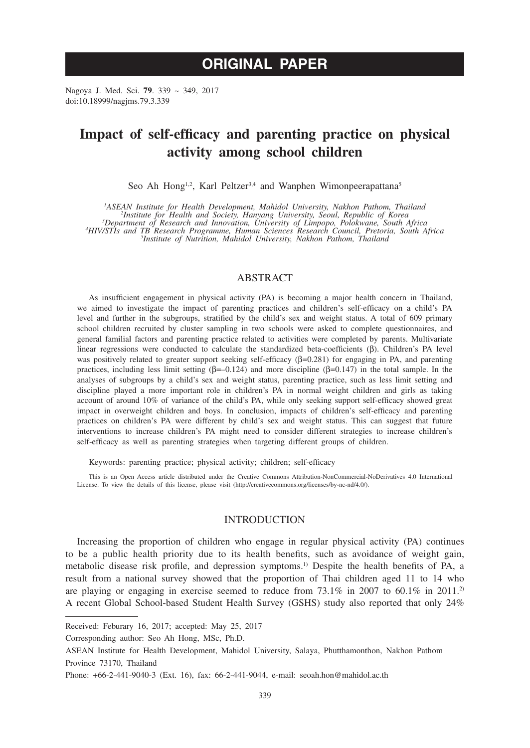# ORIGINAL PAPER

Nagoya J. Med. Sci. **79**. 339 ~ 349, 2017
doi:10.18999/nagjms.79.3.339

# Impact of self-efficacy and parenting practice on physical activity among school children

Seo Ah Hong[1,2], Karl Peltzer[3,4] and Wanphen Wimonpeerapattana[5]

[1]*ASEAN Institute for Health Development, Mahidol University, Nakhon Pathom, Thailand*
[2]*Institute for Health and Society, Hanyang University, Seoul, Republic of Korea*
[3]*Department of Research and Innovation, University of Limpopo, Polokwane, South Africa*
[4]*HIV/STIs and TB Research Programme, Human Sciences Research Council, Pretoria, South Africa*
[5]*Institute of Nutrition, Mahidol University, Nakhon Pathom, Thailand*

## ABSTRACT

As insufficient engagement in physical activity (PA) is becoming a major health concern in Thailand, we aimed to investigate the impact of parenting practices and children's self-efficacy on a child's PA level and further in the subgroups, stratified by the child's sex and weight status. A total of 609 primary school children recruited by cluster sampling in two schools were asked to complete questionnaires, and general familial factors and parenting practice related to activities were completed by parents. Multivariate linear regressions were conducted to calculate the standardized beta-coefficients (β). Children's PA level was positively related to greater support seeking self-efficacy (β=0.281) for engaging in PA, and parenting practices, including less limit setting (β=–0.124) and more discipline (β=0.147) in the total sample. In the analyses of subgroups by a child's sex and weight status, parenting practice, such as less limit setting and discipline played a more important role in children's PA in normal weight children and girls as taking account of around 10% of variance of the child's PA, while only seeking support self-efficacy showed great impact in overweight children and boys. In conclusion, impacts of children's self-efficacy and parenting practices on children's PA were different by child's sex and weight status. This can suggest that future interventions to increase children's PA might need to consider different strategies to increase children's self-efficacy as well as parenting strategies when targeting different groups of children.

Keywords: parenting practice; physical activity; children; self-efficacy

This is an Open Access article distributed under the Creative Commons Attribution-NonCommercial-NoDerivatives 4.0 International License. To view the details of this license, please visit (http://creativecommons.org/licenses/by-nc-nd/4.0/).

## INTRODUCTION

Increasing the proportion of children who engage in regular physical activity (PA) continues to be a public health priority due to its health benefits, such as avoidance of weight gain, metabolic disease risk profile, and depression symptoms.[1] Despite the health benefits of PA, a result from a national survey showed that the proportion of Thai children aged 11 to 14 who are playing or engaging in exercise seemed to reduce from 73.1% in 2007 to 60.1% in 2011.[2] A recent Global School-based Student Health Survey (GSHS) study also reported that only 24%

---

Received: Feburary 16, 2017; accepted: May 25, 2017

Corresponding author: Seo Ah Hong, MSc, Ph.D.

ASEAN Institute for Health Development, Mahidol University, Salaya, Phutthamonthon, Nakhon Pathom Province 73170, Thailand

Phone: +66-2-441-9040-3 (Ext. 16), fax: 66-2-441-9044, e-mail: seoah.hon@mahidol.ac.th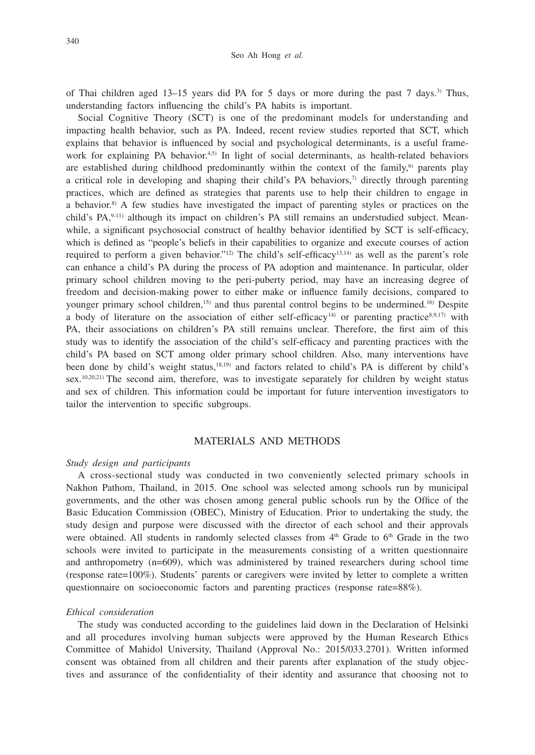of Thai children aged 13–15 years did PA for 5 days or more during the past 7 days.[3] Thus, understanding factors influencing the child's PA habits is important.

Social Cognitive Theory (SCT) is one of the predominant models for understanding and impacting health behavior, such as PA. Indeed, recent review studies reported that SCT, which explains that behavior is influenced by social and psychological determinants, is a useful framework for explaining PA behavior.[4,5] In light of social determinants, as health-related behaviors are established during childhood predominantly within the context of the family,[6] parents play a critical role in developing and shaping their child's PA behaviors,[7] directly through parenting practices, which are defined as strategies that parents use to help their children to engage in a behavior.[8] A few studies have investigated the impact of parenting styles or practices on the child's PA,[9-11] although its impact on children's PA still remains an understudied subject. Meanwhile, a significant psychosocial construct of healthy behavior identified by SCT is self-efficacy, which is defined as "people's beliefs in their capabilities to organize and execute courses of action required to perform a given behavior."[12] The child's self-efficacy[13,14] as well as the parent's role can enhance a child's PA during the process of PA adoption and maintenance. In particular, older primary school children moving to the peri-puberty period, may have an increasing degree of freedom and decision-making power to either make or influence family decisions, compared to younger primary school children,[15] and thus parental control begins to be undermined.[16] Despite a body of literature on the association of either self-efficacy[14] or parenting practice[8,9,17] with PA, their associations on children's PA still remains unclear. Therefore, the first aim of this study was to identify the association of the child's self-efficacy and parenting practices with the child's PA based on SCT among older primary school children. Also, many interventions have been done by child's weight status,[18,19] and factors related to child's PA is different by child's sex.[10,20,21] The second aim, therefore, was to investigate separately for children by weight status and sex of children. This information could be important for future intervention investigators to tailor the intervention to specific subgroups.

## MATERIALS AND METHODS

*Study design and participants*

A cross-sectional study was conducted in two conveniently selected primary schools in Nakhon Pathom, Thailand, in 2015. One school was selected among schools run by municipal governments, and the other was chosen among general public schools run by the Office of the Basic Education Commission (OBEC), Ministry of Education. Prior to undertaking the study, the study design and purpose were discussed with the director of each school and their approvals were obtained. All students in randomly selected classes from 4th Grade to 6th Grade in the two schools were invited to participate in the measurements consisting of a written questionnaire and anthropometry (n=609), which was administered by trained researchers during school time (response rate=100%). Students' parents or caregivers were invited by letter to complete a written questionnaire on socioeconomic factors and parenting practices (response rate=88%).

*Ethical consideration*

The study was conducted according to the guidelines laid down in the Declaration of Helsinki and all procedures involving human subjects were approved by the Human Research Ethics Committee of Mahidol University, Thailand (Approval No.: 2015/033.2701). Written informed consent was obtained from all children and their parents after explanation of the study objectives and assurance of the confidentiality of their identity and assurance that choosing not to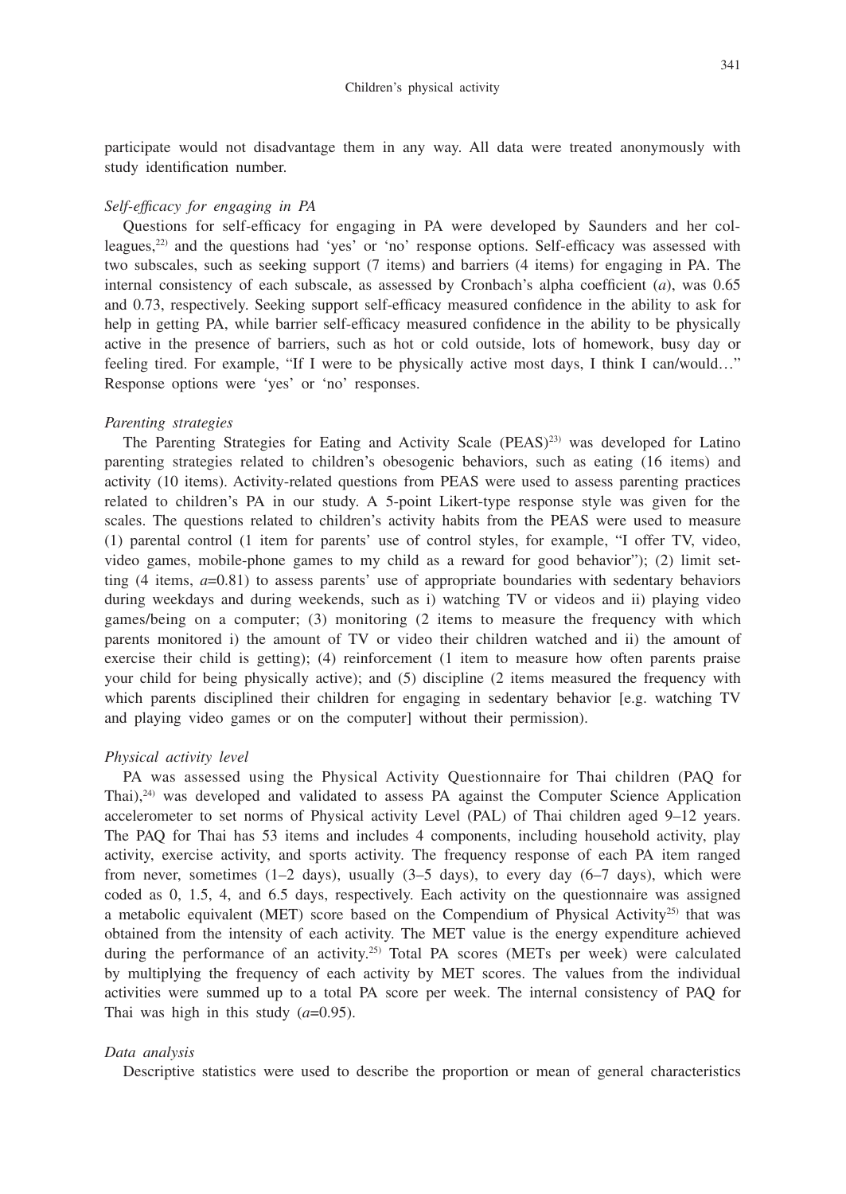participate would not disadvantage them in any way. All data were treated anonymously with study identification number.

*Self-efficacy for engaging in PA*

Questions for self-efficacy for engaging in PA were developed by Saunders and her colleagues,[22] and the questions had 'yes' or 'no' response options. Self-efficacy was assessed with two subscales, such as seeking support (7 items) and barriers (4 items) for engaging in PA. The internal consistency of each subscale, as assessed by Cronbach's alpha coefficient ($a$), was 0.65 and 0.73, respectively. Seeking support self-efficacy measured confidence in the ability to ask for help in getting PA, while barrier self-efficacy measured confidence in the ability to be physically active in the presence of barriers, such as hot or cold outside, lots of homework, busy day or feeling tired. For example, "If I were to be physically active most days, I think I can/would…" Response options were 'yes' or 'no' responses.

*Parenting strategies*

The Parenting Strategies for Eating and Activity Scale (PEAS)[23] was developed for Latino parenting strategies related to children's obesogenic behaviors, such as eating (16 items) and activity (10 items). Activity-related questions from PEAS were used to assess parenting practices related to children's PA in our study. A 5-point Likert-type response style was given for the scales. The questions related to children's activity habits from the PEAS were used to measure (1) parental control (1 item for parents' use of control styles, for example, "I offer TV, video, video games, mobile-phone games to my child as a reward for good behavior"); (2) limit setting (4 items, $a$=0.81) to assess parents' use of appropriate boundaries with sedentary behaviors during weekdays and during weekends, such as i) watching TV or videos and ii) playing video games/being on a computer; (3) monitoring (2 items to measure the frequency with which parents monitored i) the amount of TV or video their children watched and ii) the amount of exercise their child is getting); (4) reinforcement (1 item to measure how often parents praise your child for being physically active); and (5) discipline (2 items measured the frequency with which parents disciplined their children for engaging in sedentary behavior [e.g. watching TV and playing video games or on the computer] without their permission).

*Physical activity level*

PA was assessed using the Physical Activity Questionnaire for Thai children (PAQ for Thai),[24] was developed and validated to assess PA against the Computer Science Application accelerometer to set norms of Physical activity Level (PAL) of Thai children aged 9–12 years. The PAQ for Thai has 53 items and includes 4 components, including household activity, play activity, exercise activity, and sports activity. The frequency response of each PA item ranged from never, sometimes (1–2 days), usually (3–5 days), to every day (6–7 days), which were coded as 0, 1.5, 4, and 6.5 days, respectively. Each activity on the questionnaire was assigned a metabolic equivalent (MET) score based on the Compendium of Physical Activity[25] that was obtained from the intensity of each activity. The MET value is the energy expenditure achieved during the performance of an activity.[25] Total PA scores (METs per week) were calculated by multiplying the frequency of each activity by MET scores. The values from the individual activities were summed up to a total PA score per week. The internal consistency of PAQ for Thai was high in this study ($a$=0.95).

*Data analysis*

Descriptive statistics were used to describe the proportion or mean of general characteristics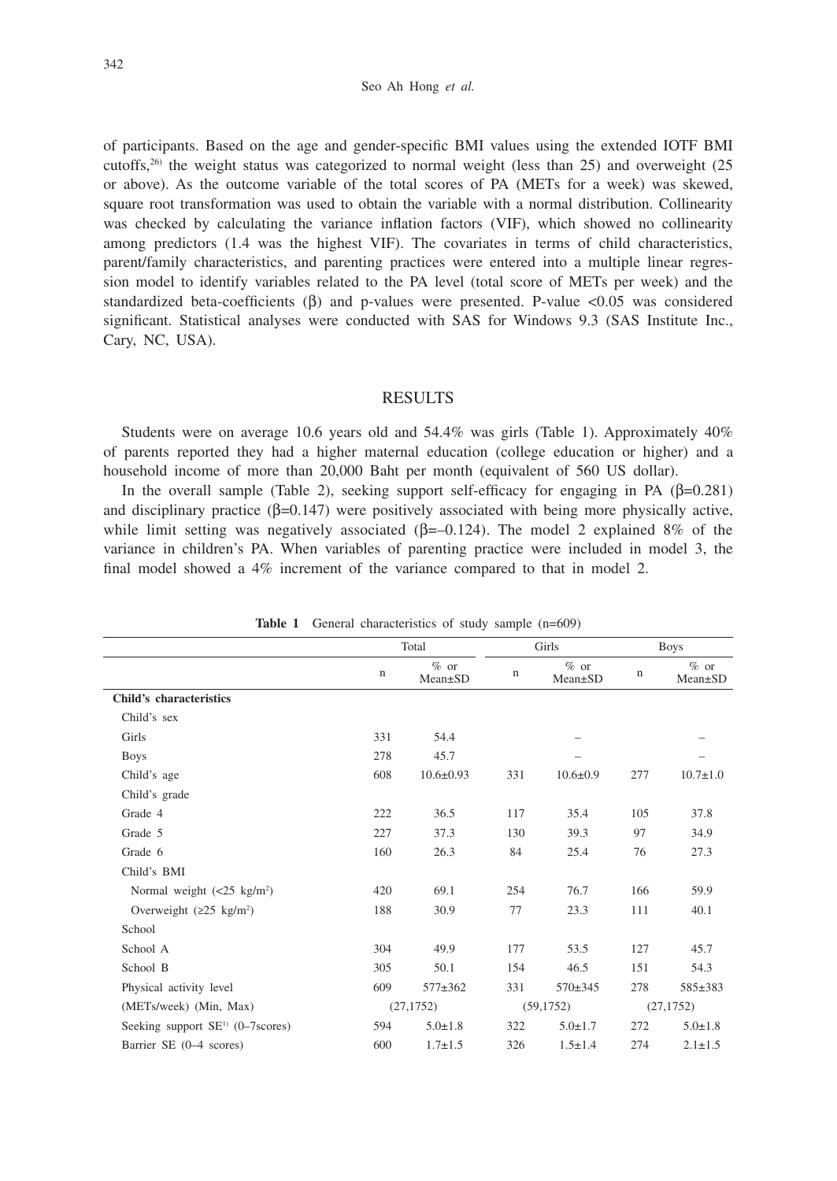of participants. Based on the age and gender-specific BMI values using the extended IOTF BMI cutoffs,[26] the weight status was categorized to normal weight (less than 25) and overweight (25 or above). As the outcome variable of the total scores of PA (METs for a week) was skewed, square root transformation was used to obtain the variable with a normal distribution. Collinearity was checked by calculating the variance inflation factors (VIF), which showed no collinearity among predictors (1.4 was the highest VIF). The covariates in terms of child characteristics, parent/family characteristics, and parenting practices were entered into a multiple linear regression model to identify variables related to the PA level (total score of METs per week) and the standardized beta-coefficients (β) and p-values were presented. P-value <0.05 was considered significant. Statistical analyses were conducted with SAS for Windows 9.3 (SAS Institute Inc., Cary, NC, USA).

## RESULTS

Students were on average 10.6 years old and 54.4% was girls (Table 1). Approximately 40% of parents reported they had a higher maternal education (college education or higher) and a household income of more than 20,000 Baht per month (equivalent of 560 US dollar).

In the overall sample (Table 2), seeking support self-efficacy for engaging in PA (β=0.281) and disciplinary practice (β=0.147) were positively associated with being more physically active, while limit setting was negatively associated (β=–0.124). The model 2 explained 8% of the variance in children's PA. When variables of parenting practice were included in model 3, the final model showed a 4% increment of the variance compared to that in model 2.

**Table 1** General characteristics of study sample (n=609)

| | Total | | Girls | | Boys | |
|---|---|---|---|---|---|---|
| | n | % or Mean±SD | n | % or Mean±SD | n | % or Mean±SD |
| **Child's characteristics** | | | | | | |
| Child's sex | | | | | | |
| Girls | 331 | 54.4 | | – | | – |
| Boys | 278 | 45.7 | | – | | – |
| Child's age | 608 | 10.6±0.93 | 331 | 10.6±0.9 | 277 | 10.7±1.0 |
| Child's grade | | | | | | |
| Grade 4 | 222 | 36.5 | 117 | 35.4 | 105 | 37.8 |
| Grade 5 | 227 | 37.3 | 130 | 39.3 | 97 | 34.9 |
| Grade 6 | 160 | 26.3 | 84 | 25.4 | 76 | 27.3 |
| Child's BMI | | | | | | |
| Normal weight (<25 kg/m²) | 420 | 69.1 | 254 | 76.7 | 166 | 59.9 |
| Overweight (≥25 kg/m²) | 188 | 30.9 | 77 | 23.3 | 111 | 40.1 |
| School | | | | | | |
| School A | 304 | 49.9 | 177 | 53.5 | 127 | 45.7 |
| School B | 305 | 50.1 | 154 | 46.5 | 151 | 54.3 |
| Physical activity level | 609 | 577±362 | 331 | 570±345 | 278 | 585±383 |
| (METs/week) (Min, Max) | (27,1752) | | (59,1752) | | (27,1752) | |
| Seeking support SE[1)] (0–7scores) | 594 | 5.0±1.8 | 322 | 5.0±1.7 | 272 | 5.0±1.8 |
| Barrier SE (0–4 scores) | 600 | 1.7±1.5 | 326 | 1.5±1.4 | 274 | 2.1±1.5 |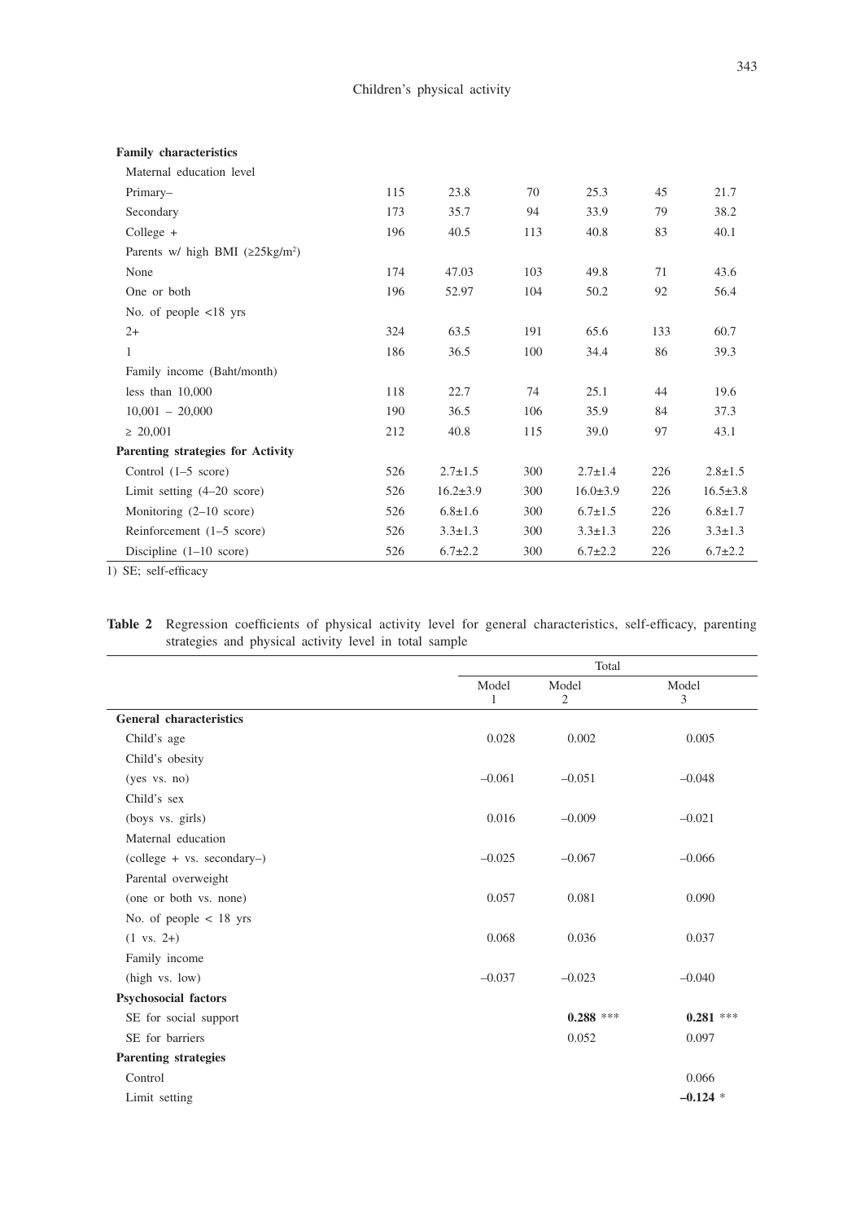| | | | | | | |
|---|---|---|---|---|---|---|
| **Family characteristics** | | | | | | |
| Maternal education level | | | | | | |
| Primary– | 115 | 23.8 | 70 | 25.3 | 45 | 21.7 |
| Secondary | 173 | 35.7 | 94 | 33.9 | 79 | 38.2 |
| College + | 196 | 40.5 | 113 | 40.8 | 83 | 40.1 |
| Parents w/ high BMI (≥25kg/m$^2$) | | | | | | |
| None | 174 | 47.03 | 103 | 49.8 | 71 | 43.6 |
| One or both | 196 | 52.97 | 104 | 50.2 | 92 | 56.4 |
| No. of people <18 yrs | | | | | | |
| 2+ | 324 | 63.5 | 191 | 65.6 | 133 | 60.7 |
| 1 | 186 | 36.5 | 100 | 34.4 | 86 | 39.3 |
| Family income (Baht/month) | | | | | | |
| less than 10,000 | 118 | 22.7 | 74 | 25.1 | 44 | 19.6 |
| 10,001 – 20,000 | 190 | 36.5 | 106 | 35.9 | 84 | 37.3 |
| ≥ 20,001 | 212 | 40.8 | 115 | 39.0 | 97 | 43.1 |
| **Parenting strategies for Activity** | | | | | | |
| Control (1–5 score) | 526 | 2.7±1.5 | 300 | 2.7±1.4 | 226 | 2.8±1.5 |
| Limit setting (4–20 score) | 526 | 16.2±3.9 | 300 | 16.0±3.9 | 226 | 16.5±3.8 |
| Monitoring (2–10 score) | 526 | 6.8±1.6 | 300 | 6.7±1.5 | 226 | 6.8±1.7 |
| Reinforcement (1–5 score) | 526 | 3.3±1.3 | 300 | 3.3±1.3 | 226 | 3.3±1.3 |
| Discipline (1–10 score) | 526 | 6.7±2.2 | 300 | 6.7±2.2 | 226 | 6.7±2.2 |

1) SE; self-efficacy

**Table 2** Regression coefficients of physical activity level for general characteristics, self-efficacy, parenting strategies and physical activity level in total sample

| | Total | | |
|---|---|---|---|
| | Model 1 | Model 2 | Model 3 |
| **General characteristics** | | | |
| Child's age | 0.028 | 0.002 | 0.005 |
| Child's obesity | | | |
| (yes vs. no) | –0.061 | –0.051 | –0.048 |
| Child's sex | | | |
| (boys vs. girls) | 0.016 | –0.009 | –0.021 |
| Maternal education | | | |
| (college + vs. secondary–) | –0.025 | –0.067 | –0.066 |
| Parental overweight | | | |
| (one or both vs. none) | 0.057 | 0.081 | 0.090 |
| No. of people < 18 yrs | | | |
| (1 vs. 2+) | 0.068 | 0.036 | 0.037 |
| Family income | | | |
| (high vs. low) | –0.037 | –0.023 | –0.040 |
| **Psychosocial factors** | | | |
| SE for social support | | **0.288** *** | **0.281** *** |
| SE for barriers | | 0.052 | 0.097 |
| **Parenting strategies** | | | |
| Control | | | 0.066 |
| Limit setting | | | **–0.124** * |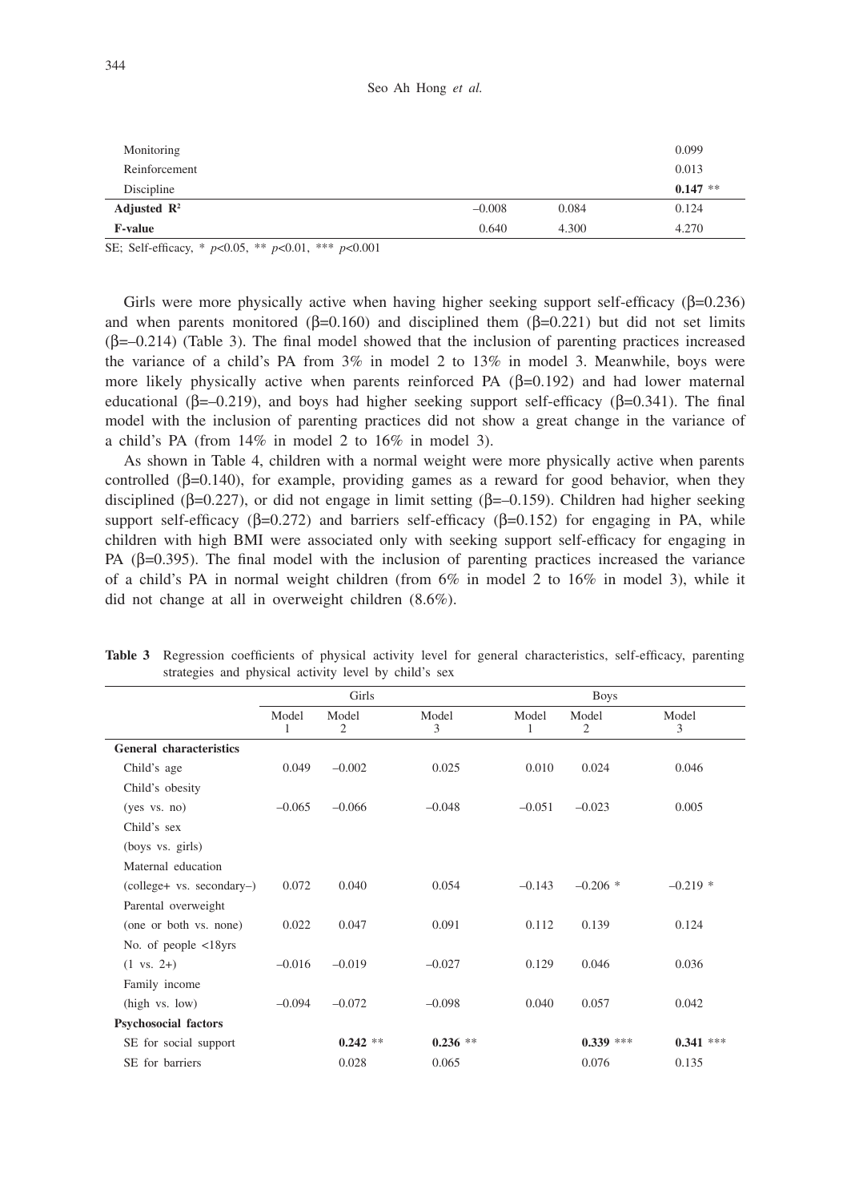| | | | |
|---|---|---|---|
| Monitoring | | | 0.099 |
| Reinforcement | | | 0.013 |
| Discipline | | | **0.147** ** |
| **Adjusted $R^2$** | –0.008 | 0.084 | 0.124 |
| **F-value** | 0.640 | 4.300 | 4.270 |

SE; Self-efficacy, * $p$<0.05, ** $p$<0.01, *** $p$<0.001

Girls were more physically active when having higher seeking support self-efficacy (β=0.236) and when parents monitored (β=0.160) and disciplined them (β=0.221) but did not set limits (β=–0.214) (Table 3). The final model showed that the inclusion of parenting practices increased the variance of a child's PA from 3% in model 2 to 13% in model 3. Meanwhile, boys were more likely physically active when parents reinforced PA (β=0.192) and had lower maternal educational (β=–0.219), and boys had higher seeking support self-efficacy (β=0.341). The final model with the inclusion of parenting practices did not show a great change in the variance of a child's PA (from 14% in model 2 to 16% in model 3).

As shown in Table 4, children with a normal weight were more physically active when parents controlled (β=0.140), for example, providing games as a reward for good behavior, when they disciplined (β=0.227), or did not engage in limit setting (β=–0.159). Children had higher seeking support self-efficacy (β=0.272) and barriers self-efficacy (β=0.152) for engaging in PA, while children with high BMI were associated only with seeking support self-efficacy for engaging in PA (β=0.395). The final model with the inclusion of parenting practices increased the variance of a child's PA in normal weight children (from 6% in model 2 to 16% in model 3), while it did not change at all in overweight children (8.6%).

**Table 3** Regression coefficients of physical activity level for general characteristics, self-efficacy, parenting strategies and physical activity level by child's sex

| | Girls | | | Boys | | |
|---|---|---|---|---|---|---|
| | Model 1 | Model 2 | Model 3 | Model 1 | Model 2 | Model 3 |
| **General characteristics** | | | | | | |
| Child's age | 0.049 | –0.002 | 0.025 | 0.010 | 0.024 | 0.046 |
| Child's obesity | | | | | | |
| (yes vs. no) | –0.065 | –0.066 | –0.048 | –0.051 | –0.023 | 0.005 |
| Child's sex | | | | | | |
| (boys vs. girls) | | | | | | |
| Maternal education | | | | | | |
| (college+ vs. secondary–) | 0.072 | 0.040 | 0.054 | –0.143 | –0.206 * | –0.219 * |
| Parental overweight | | | | | | |
| (one or both vs. none) | 0.022 | 0.047 | 0.091 | 0.112 | 0.139 | 0.124 |
| No. of people <18yrs | | | | | | |
| (1 vs. 2+) | –0.016 | –0.019 | –0.027 | 0.129 | 0.046 | 0.036 |
| Family income | | | | | | |
| (high vs. low) | –0.094 | –0.072 | –0.098 | 0.040 | 0.057 | 0.042 |
| **Psychosocial factors** | | | | | | |
| SE for social support | | **0.242** ** | **0.236** ** | | **0.339** *** | **0.341** *** |
| SE for barriers | | 0.028 | 0.065 | | 0.076 | 0.135 |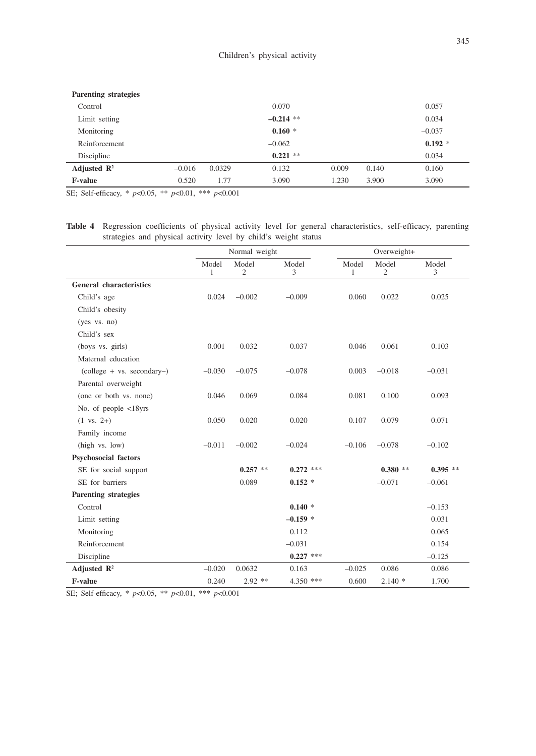| | | | | | | |
|---|---|---|---|---|---|---|
| **Parenting strategies** | | | | | | |
| Control | | | 0.070 | | | 0.057 |
| Limit setting | | | **–0.214** ** | | | 0.034 |
| Monitoring | | | **0.160** * | | | –0.037 |
| Reinforcement | | | –0.062 | | | **0.192** * |
| Discipline | | | **0.221** ** | | | 0.034 |
| **Adjusted $R^2$** | –0.016 | 0.0329 | 0.132 | 0.009 | 0.140 | 0.160 |
| **F-value** | 0.520 | 1.77 | 3.090 | 1.230 | 3.900 | 3.090 |

SE; Self-efficacy, * $p<0.05$, ** $p<0.01$, *** $p<0.001$

**Table 4** Regression coefficients of physical activity level for general characteristics, self-efficacy, parenting strategies and physical activity level by child's weight status

| | Normal weight | | | Overweight+ | | |
|---|---|---|---|---|---|---|
| | Model 1 | Model 2 | Model 3 | Model 1 | Model 2 | Model 3 |
| **General characteristics** | | | | | | |
| Child's age | 0.024 | –0.002 | –0.009 | 0.060 | 0.022 | 0.025 |
| Child's obesity | | | | | | |
| (yes vs. no) | | | | | | |
| Child's sex | | | | | | |
| (boys vs. girls) | 0.001 | –0.032 | –0.037 | 0.046 | 0.061 | 0.103 |
| Maternal education | | | | | | |
| (college + vs. secondary–) | –0.030 | –0.075 | –0.078 | 0.003 | –0.018 | –0.031 |
| Parental overweight | | | | | | |
| (one or both vs. none) | 0.046 | 0.069 | 0.084 | 0.081 | 0.100 | 0.093 |
| No. of people <18yrs | | | | | | |
| (1 vs. 2+) | 0.050 | 0.020 | 0.020 | 0.107 | 0.079 | 0.071 |
| Family income | | | | | | |
| (high vs. low) | –0.011 | –0.002 | –0.024 | –0.106 | –0.078 | –0.102 |
| **Psychosocial factors** | | | | | | |
| SE for social support | | **0.257** ** | **0.272** *** | | **0.380** ** | **0.395** ** |
| SE for barriers | | 0.089 | **0.152** * | | –0.071 | –0.061 |
| **Parenting strategies** | | | | | | |
| Control | | | **0.140** * | | | –0.153 |
| Limit setting | | | **–0.159** * | | | 0.031 |
| Monitoring | | | 0.112 | | | 0.065 |
| Reinforcement | | | –0.031 | | | 0.154 |
| Discipline | | | **0.227** *** | | | –0.125 |
| **Adjusted $R^2$** | –0.020 | 0.0632 | 0.163 | –0.025 | 0.086 | 0.086 |
| **F-value** | 0.240 | 2.92 ** | 4.350 *** | 0.600 | 2.140 * | 1.700 |

SE; Self-efficacy, * $p<0.05$, ** $p<0.01$, *** $p<0.001$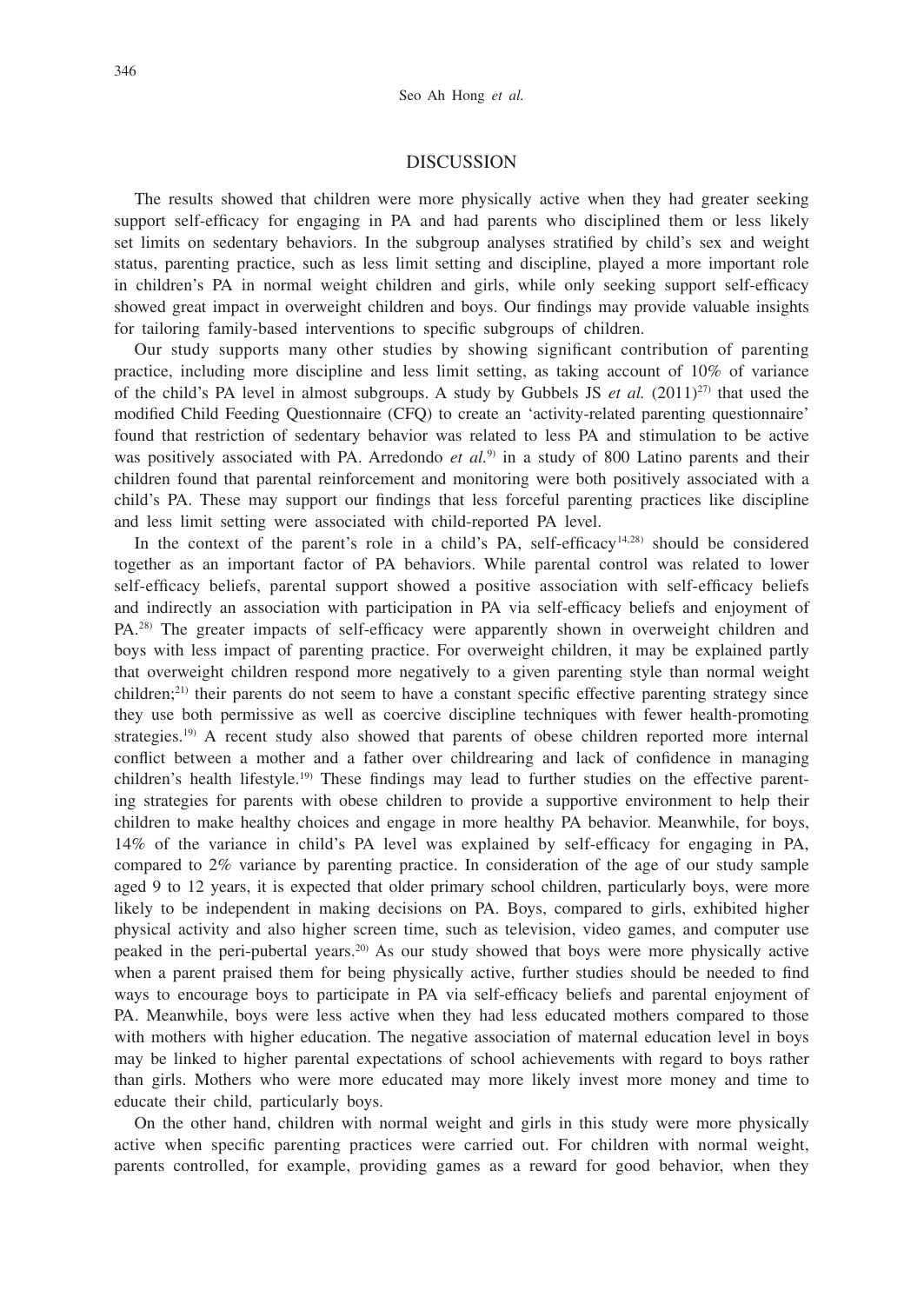## DISCUSSION

The results showed that children were more physically active when they had greater seeking support self-efficacy for engaging in PA and had parents who disciplined them or less likely set limits on sedentary behaviors. In the subgroup analyses stratified by child's sex and weight status, parenting practice, such as less limit setting and discipline, played a more important role in children's PA in normal weight children and girls, while only seeking support self-efficacy showed great impact in overweight children and boys. Our findings may provide valuable insights for tailoring family-based interventions to specific subgroups of children.

Our study supports many other studies by showing significant contribution of parenting practice, including more discipline and less limit setting, as taking account of 10% of variance of the child's PA level in almost subgroups. A study by Gubbels JS *et al.* (2011)[27] that used the modified Child Feeding Questionnaire (CFQ) to create an 'activity-related parenting questionnaire' found that restriction of sedentary behavior was related to less PA and stimulation to be active was positively associated with PA. Arredondo *et al.*[9] in a study of 800 Latino parents and their children found that parental reinforcement and monitoring were both positively associated with a child's PA. These may support our findings that less forceful parenting practices like discipline and less limit setting were associated with child-reported PA level.

In the context of the parent's role in a child's PA, self-efficacy[14,28] should be considered together as an important factor of PA behaviors. While parental control was related to lower self-efficacy beliefs, parental support showed a positive association with self-efficacy beliefs and indirectly an association with participation in PA via self-efficacy beliefs and enjoyment of PA.[28] The greater impacts of self-efficacy were apparently shown in overweight children and boys with less impact of parenting practice. For overweight children, it may be explained partly that overweight children respond more negatively to a given parenting style than normal weight children;[21] their parents do not seem to have a constant specific effective parenting strategy since they use both permissive as well as coercive discipline techniques with fewer health-promoting strategies.[19] A recent study also showed that parents of obese children reported more internal conflict between a mother and a father over childrearing and lack of confidence in managing children's health lifestyle.[19] These findings may lead to further studies on the effective parenting strategies for parents with obese children to provide a supportive environment to help their children to make healthy choices and engage in more healthy PA behavior. Meanwhile, for boys, 14% of the variance in child's PA level was explained by self-efficacy for engaging in PA, compared to 2% variance by parenting practice. In consideration of the age of our study sample aged 9 to 12 years, it is expected that older primary school children, particularly boys, were more likely to be independent in making decisions on PA. Boys, compared to girls, exhibited higher physical activity and also higher screen time, such as television, video games, and computer use peaked in the peri-pubertal years.[20] As our study showed that boys were more physically active when a parent praised them for being physically active, further studies should be needed to find ways to encourage boys to participate in PA via self-efficacy beliefs and parental enjoyment of PA. Meanwhile, boys were less active when they had less educated mothers compared to those with mothers with higher education. The negative association of maternal education level in boys may be linked to higher parental expectations of school achievements with regard to boys rather than girls. Mothers who were more educated may more likely invest more money and time to educate their child, particularly boys.

On the other hand, children with normal weight and girls in this study were more physically active when specific parenting practices were carried out. For children with normal weight, parents controlled, for example, providing games as a reward for good behavior, when they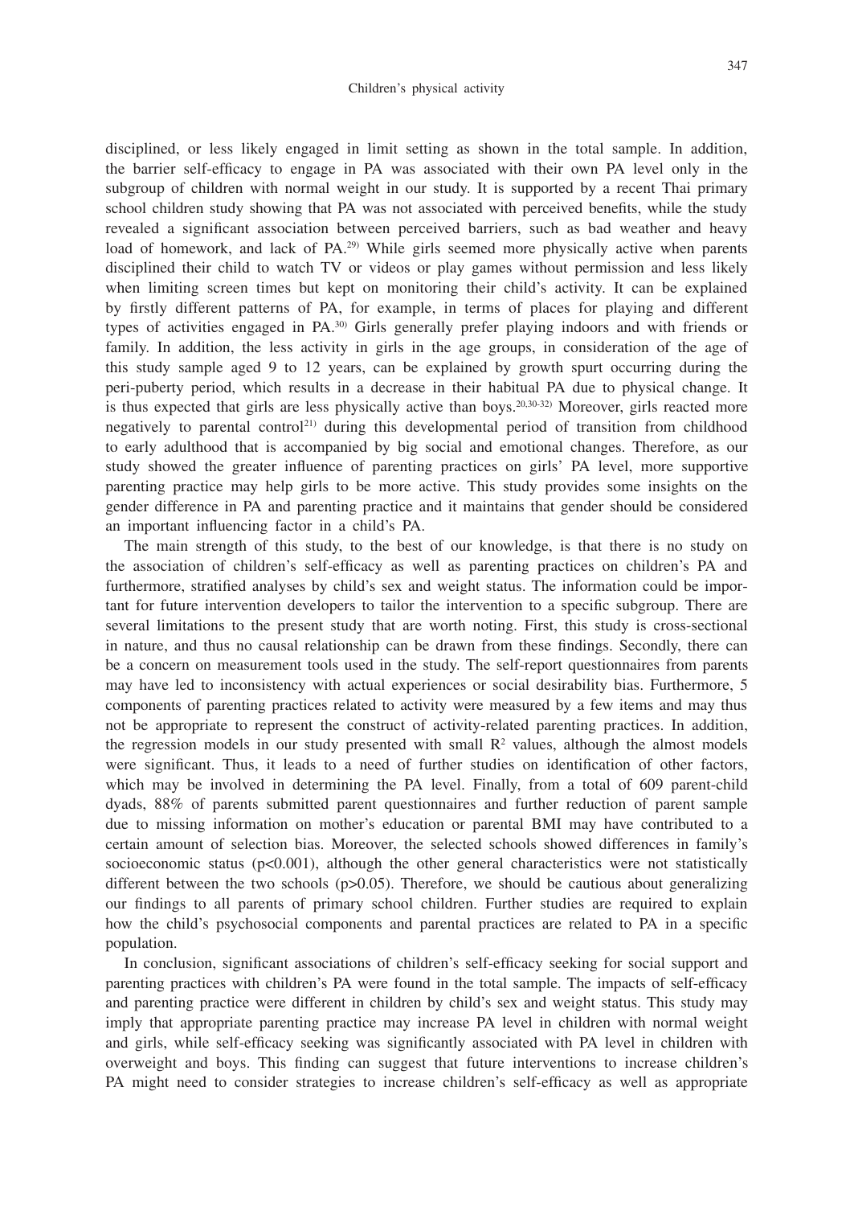disciplined, or less likely engaged in limit setting as shown in the total sample. In addition, the barrier self-efficacy to engage in PA was associated with their own PA level only in the subgroup of children with normal weight in our study. It is supported by a recent Thai primary school children study showing that PA was not associated with perceived benefits, while the study revealed a significant association between perceived barriers, such as bad weather and heavy load of homework, and lack of PA.[29] While girls seemed more physically active when parents disciplined their child to watch TV or videos or play games without permission and less likely when limiting screen times but kept on monitoring their child's activity. It can be explained by firstly different patterns of PA, for example, in terms of places for playing and different types of activities engaged in PA.[30] Girls generally prefer playing indoors and with friends or family. In addition, the less activity in girls in the age groups, in consideration of the age of this study sample aged 9 to 12 years, can be explained by growth spurt occurring during the peri-puberty period, which results in a decrease in their habitual PA due to physical change. It is thus expected that girls are less physically active than boys.[20,30-32] Moreover, girls reacted more negatively to parental control[21] during this developmental period of transition from childhood to early adulthood that is accompanied by big social and emotional changes. Therefore, as our study showed the greater influence of parenting practices on girls' PA level, more supportive parenting practice may help girls to be more active. This study provides some insights on the gender difference in PA and parenting practice and it maintains that gender should be considered an important influencing factor in a child's PA.

The main strength of this study, to the best of our knowledge, is that there is no study on the association of children's self-efficacy as well as parenting practices on children's PA and furthermore, stratified analyses by child's sex and weight status. The information could be important for future intervention developers to tailor the intervention to a specific subgroup. There are several limitations to the present study that are worth noting. First, this study is cross-sectional in nature, and thus no causal relationship can be drawn from these findings. Secondly, there can be a concern on measurement tools used in the study. The self-report questionnaires from parents may have led to inconsistency with actual experiences or social desirability bias. Furthermore, 5 components of parenting practices related to activity were measured by a few items and may thus not be appropriate to represent the construct of activity-related parenting practices. In addition, the regression models in our study presented with small $R^2$ values, although the almost models were significant. Thus, it leads to a need of further studies on identification of other factors, which may be involved in determining the PA level. Finally, from a total of 609 parent-child dyads, 88% of parents submitted parent questionnaires and further reduction of parent sample due to missing information on mother's education or parental BMI may have contributed to a certain amount of selection bias. Moreover, the selected schools showed differences in family's socioeconomic status ($p<0.001$), although the other general characteristics were not statistically different between the two schools ($p>0.05$). Therefore, we should be cautious about generalizing our findings to all parents of primary school children. Further studies are required to explain how the child's psychosocial components and parental practices are related to PA in a specific population.

In conclusion, significant associations of children's self-efficacy seeking for social support and parenting practices with children's PA were found in the total sample. The impacts of self-efficacy and parenting practice were different in children by child's sex and weight status. This study may imply that appropriate parenting practice may increase PA level in children with normal weight and girls, while self-efficacy seeking was significantly associated with PA level in children with overweight and boys. This finding can suggest that future interventions to increase children's PA might need to consider strategies to increase children's self-efficacy as well as appropriate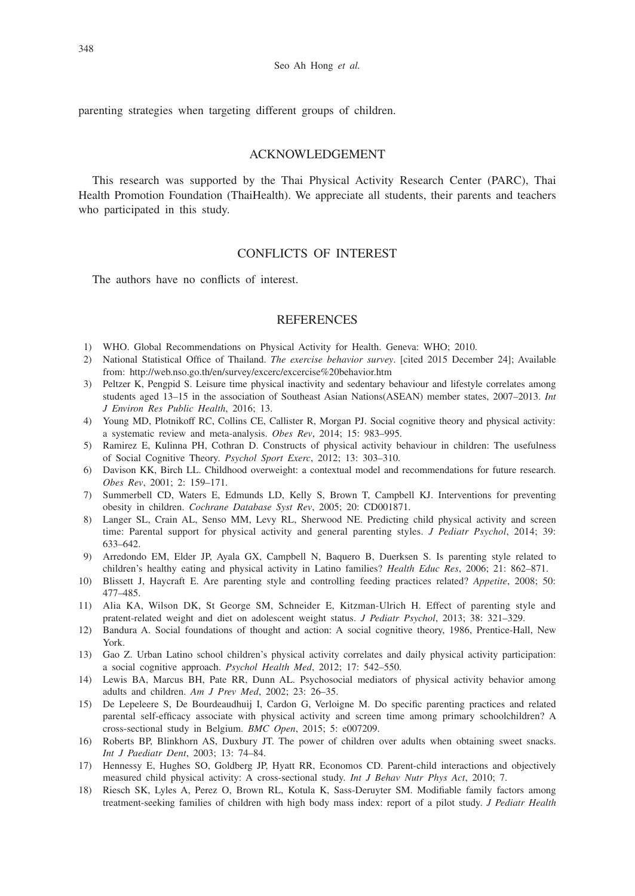parenting strategies when targeting different groups of children.

## ACKNOWLEDGEMENT

This research was supported by the Thai Physical Activity Research Center (PARC), Thai Health Promotion Foundation (ThaiHealth). We appreciate all students, their parents and teachers who participated in this study.

## CONFLICTS OF INTEREST

The authors have no conflicts of interest.

## REFERENCES

1) WHO. Global Recommendations on Physical Activity for Health. Geneva: WHO; 2010.
2) National Statistical Office of Thailand. *The exercise behavior survey*. [cited 2015 December 24]; Available from: http://web.nso.go.th/en/survey/excerc/excercise%20behavior.htm
3) Peltzer K, Pengpid S. Leisure time physical inactivity and sedentary behaviour and lifestyle correlates among students aged 13–15 in the association of Southeast Asian Nations(ASEAN) member states, 2007–2013. *Int J Environ Res Public Health*, 2016; 13.
4) Young MD, Plotnikoff RC, Collins CE, Callister R, Morgan PJ. Social cognitive theory and physical activity: a systematic review and meta-analysis. *Obes Rev*, 2014; 15: 983–995.
5) Ramirez E, Kulinna PH, Cothran D. Constructs of physical activity behaviour in children: The usefulness of Social Cognitive Theory. *Psychol Sport Exerc*, 2012; 13: 303–310.
6) Davison KK, Birch LL. Childhood overweight: a contextual model and recommendations for future research. *Obes Rev*, 2001; 2: 159–171.
7) Summerbell CD, Waters E, Edmunds LD, Kelly S, Brown T, Campbell KJ. Interventions for preventing obesity in children. *Cochrane Database Syst Rev*, 2005; 20: CD001871.
8) Langer SL, Crain AL, Senso MM, Levy RL, Sherwood NE. Predicting child physical activity and screen time: Parental support for physical activity and general parenting styles. *J Pediatr Psychol*, 2014; 39: 633–642.
9) Arredondo EM, Elder JP, Ayala GX, Campbell N, Baquero B, Duerksen S. Is parenting style related to children's healthy eating and physical activity in Latino families? *Health Educ Res*, 2006; 21: 862–871.
10) Blissett J, Haycraft E. Are parenting style and controlling feeding practices related? *Appetite*, 2008; 50: 477–485.
11) Alia KA, Wilson DK, St George SM, Schneider E, Kitzman-Ulrich H. Effect of parenting style and pratent-related weight and diet on adolescent weight status. *J Pediatr Psychol*, 2013; 38: 321–329.
12) Bandura A. Social foundations of thought and action: A social cognitive theory, 1986, Prentice-Hall, New York.
13) Gao Z. Urban Latino school children's physical activity correlates and daily physical activity participation: a social cognitive approach. *Psychol Health Med*, 2012; 17: 542–550.
14) Lewis BA, Marcus BH, Pate RR, Dunn AL. Psychosocial mediators of physical activity behavior among adults and children. *Am J Prev Med*, 2002; 23: 26–35.
15) De Lepeleere S, De Bourdeaudhuij I, Cardon G, Verloigne M. Do specific parenting practices and related parental self-efficacy associate with physical activity and screen time among primary schoolchildren? A cross-sectional study in Belgium. *BMC Open*, 2015; 5: e007209.
16) Roberts BP, Blinkhorn AS, Duxbury JT. The power of children over adults when obtaining sweet snacks. *Int J Paediatr Dent*, 2003; 13: 74–84.
17) Hennessy E, Hughes SO, Goldberg JP, Hyatt RR, Economos CD. Parent-child interactions and objectively measured child physical activity: A cross-sectional study. *Int J Behav Nutr Phys Act*, 2010; 7.
18) Riesch SK, Lyles A, Perez O, Brown RL, Kotula K, Sass-Deruyter SM. Modifiable family factors among treatment-seeking families of children with high body mass index: report of a pilot study. *J Pediatr Health*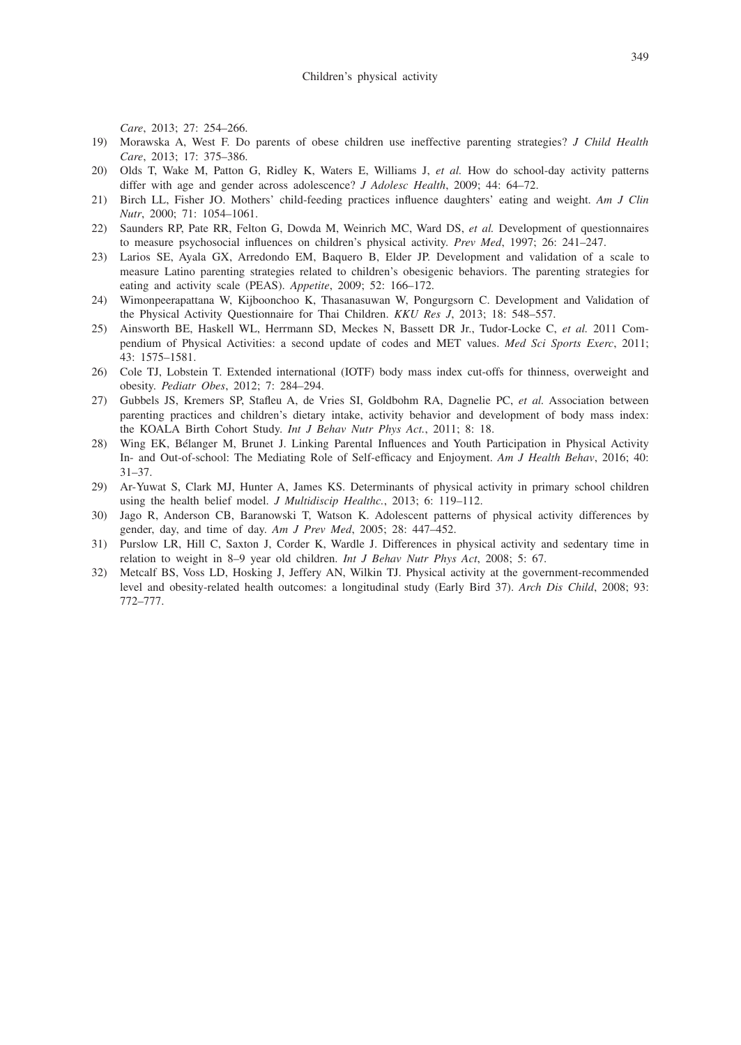*Care*, 2013; 27: 254–266.

19) Morawska A, West F. Do parents of obese children use ineffective parenting strategies? *J Child Health Care*, 2013; 17: 375–386.
20) Olds T, Wake M, Patton G, Ridley K, Waters E, Williams J, *et al.* How do school-day activity patterns differ with age and gender across adolescence? *J Adolesc Health*, 2009; 44: 64–72.
21) Birch LL, Fisher JO. Mothers' child-feeding practices influence daughters' eating and weight. *Am J Clin Nutr*, 2000; 71: 1054–1061.
22) Saunders RP, Pate RR, Felton G, Dowda M, Weinrich MC, Ward DS, *et al.* Development of questionnaires to measure psychosocial influences on children's physical activity. *Prev Med*, 1997; 26: 241–247.
23) Larios SE, Ayala GX, Arredondo EM, Baquero B, Elder JP. Development and validation of a scale to measure Latino parenting strategies related to children's obesigenic behaviors. The parenting strategies for eating and activity scale (PEAS). *Appetite*, 2009; 52: 166–172.
24) Wimonpeerapattana W, Kijboonchoo K, Thasanasuwan W, Pongurgsorn C. Development and Validation of the Physical Activity Questionnaire for Thai Children. *KKU Res J*, 2013; 18: 548–557.
25) Ainsworth BE, Haskell WL, Herrmann SD, Meckes N, Bassett DR Jr., Tudor-Locke C, *et al.* 2011 Compendium of Physical Activities: a second update of codes and MET values. *Med Sci Sports Exerc*, 2011; 43: 1575–1581.
26) Cole TJ, Lobstein T. Extended international (IOTF) body mass index cut-offs for thinness, overweight and obesity. *Pediatr Obes*, 2012; 7: 284–294.
27) Gubbels JS, Kremers SP, Stafleu A, de Vries SI, Goldbohm RA, Dagnelie PC, *et al.* Association between parenting practices and children's dietary intake, activity behavior and development of body mass index: the KOALA Birth Cohort Study. *Int J Behav Nutr Phys Act.*, 2011; 8: 18.
28) Wing EK, Bélanger M, Brunet J. Linking Parental Influences and Youth Participation in Physical Activity In- and Out-of-school: The Mediating Role of Self-efficacy and Enjoyment. *Am J Health Behav*, 2016; 40: 31–37.
29) Ar-Yuwat S, Clark MJ, Hunter A, James KS. Determinants of physical activity in primary school children using the health belief model. *J Multidiscip Healthc.*, 2013; 6: 119–112.
30) Jago R, Anderson CB, Baranowski T, Watson K. Adolescent patterns of physical activity differences by gender, day, and time of day. *Am J Prev Med*, 2005; 28: 447–452.
31) Purslow LR, Hill C, Saxton J, Corder K, Wardle J. Differences in physical activity and sedentary time in relation to weight in 8–9 year old children. *Int J Behav Nutr Phys Act*, 2008; 5: 67.
32) Metcalf BS, Voss LD, Hosking J, Jeffery AN, Wilkin TJ. Physical activity at the government-recommended level and obesity-related health outcomes: a longitudinal study (Early Bird 37). *Arch Dis Child*, 2008; 93: 772–777.